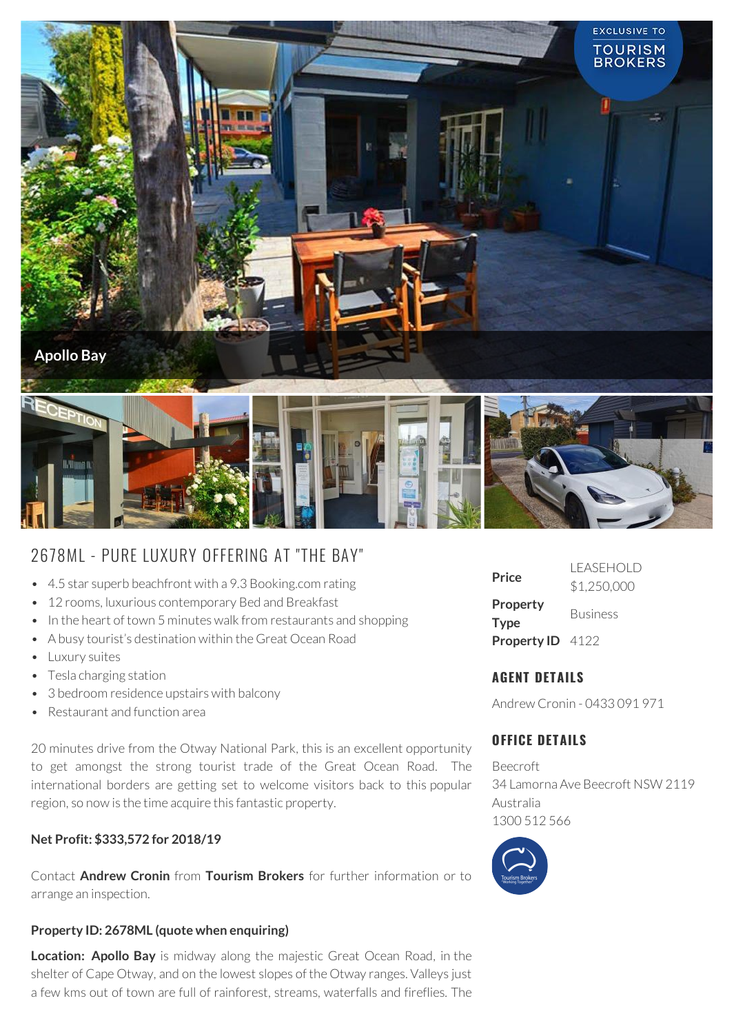Apollo Bay

# 2678ML - PURE LUXURY OFFERING AT "THE BAY"

- 4.5 star superb beachfront with a 9.3 Booking.com rating
- 12 rooms, luxurious contemporary Bed and Breakfast
- In the heart of town 5 minutes walk from restaurants and shopping
- A busy tourist's destination within the Great Ocean Road
- Luxury suites
- Tesla charging station
- 3 bedroom residence upstairs with balcony
- Restaurant and function area

20 minutes drive from the Otway National Park, this is an excellent opportunity to get amongst the strong tourist trade of the Great Ocean Road. The international borders are getting set to welcome visitors back to this popular region, so now is the time acquire this fantastic property.

**Net Profit: $333,572 for 2018/19**

Contact **Andrew Cronin** from **Tourism Brokers** for further information or to arrange an inspection.

**Property ID: 2678ML (quote when enquiring)**

**Location: Apollo Bay** is midway along the majestic Great Ocean Road, in the shelter of Cape Otway, and on the lowest slopes of the Otway ranges. Valleys just a few kms out of town are full of rainforest, streams, waterfalls and fireflies. The

| | |
|---|---|
| **Price** | LEASEHOLD $1,250,000 |
| **Property Type** | Business |
| **Property ID** | 4122 |

## AGENT DETAILS

Andrew Cronin - 0433 091 971

## OFFICE DETAILS

Beecroft
34 Lamorna Ave Beecroft NSW 2119
Australia
1300 512 566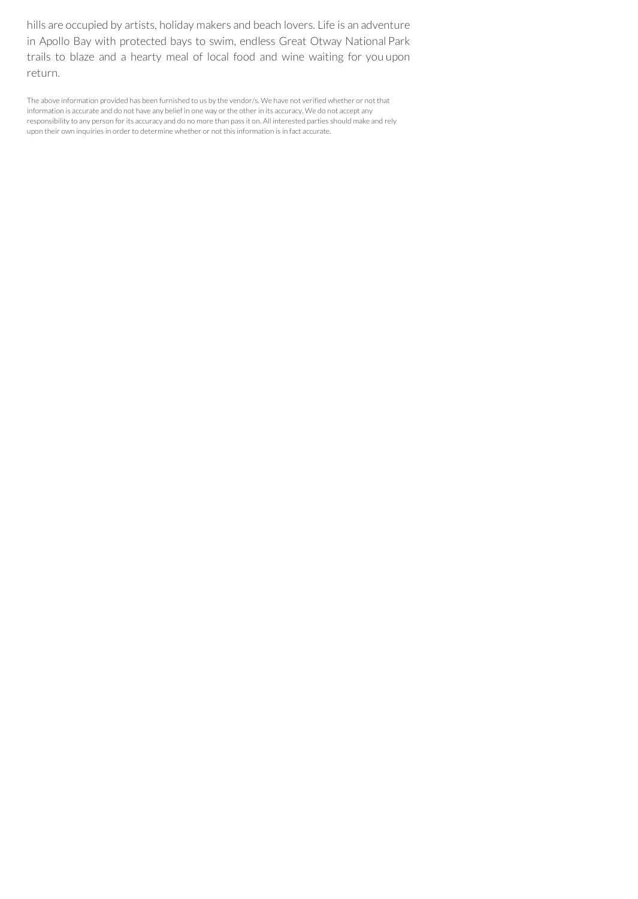hills are occupied by artists, holiday makers and beach lovers. Life is an adventure in Apollo Bay with protected bays to swim, endless Great Otway National Park trails to blaze and a hearty meal of local food and wine waiting for you upon return.

The above information provided has been furnished to us by the vendor/s. We have not verified whether or not that information is accurate and do not have any belief in one way or the other in its accuracy. We do not accept any responsibility to any person for its accuracy and do no more than pass it on. All interested parties should make and rely upon their own inquiries in order to determine whether or not this information is in fact accurate.